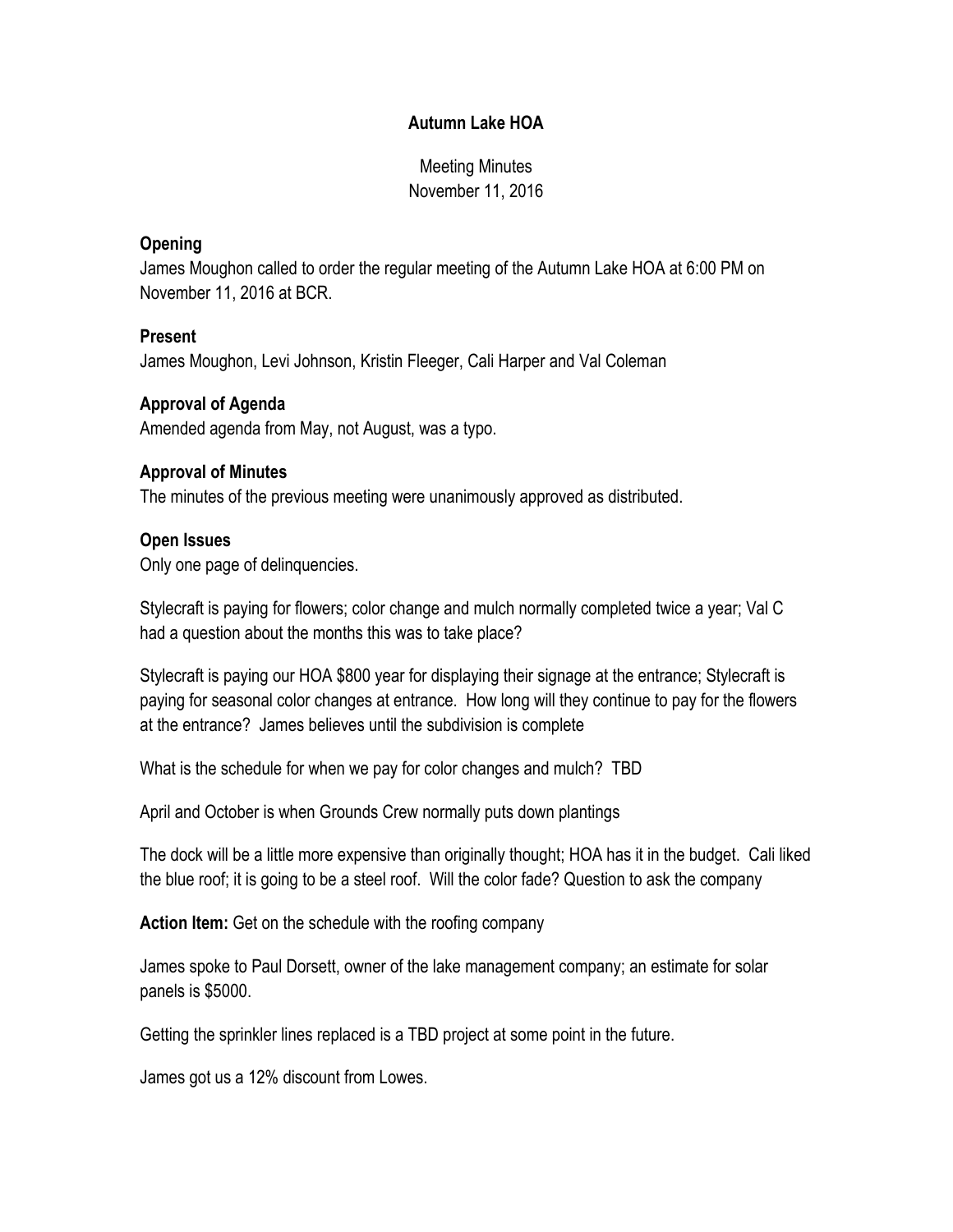# Autumn Lake HOA

Meeting Minutes
November 11, 2016

## Opening

James Moughon called to order the regular meeting of the Autumn Lake HOA at 6:00 PM on November 11, 2016 at BCR.

## Present

James Moughon, Levi Johnson, Kristin Fleeger, Cali Harper and Val Coleman

## Approval of Agenda

Amended agenda from May, not August, was a typo.

## Approval of Minutes

The minutes of the previous meeting were unanimously approved as distributed.

## Open Issues

Only one page of delinquencies.

Stylecraft is paying for flowers; color change and mulch normally completed twice a year; Val C had a question about the months this was to take place?

Stylecraft is paying our HOA $800 year for displaying their signage at the entrance; Stylecraft is paying for seasonal color changes at entrance. How long will they continue to pay for the flowers at the entrance? James believes until the subdivision is complete

What is the schedule for when we pay for color changes and mulch? TBD

April and October is when Grounds Crew normally puts down plantings

The dock will be a little more expensive than originally thought; HOA has it in the budget. Cali liked the blue roof; it is going to be a steel roof. Will the color fade? Question to ask the company

**Action Item:** Get on the schedule with the roofing company

James spoke to Paul Dorsett, owner of the lake management company; an estimate for solar panels is $5000.

Getting the sprinkler lines replaced is a TBD project at some point in the future.

James got us a 12% discount from Lowes.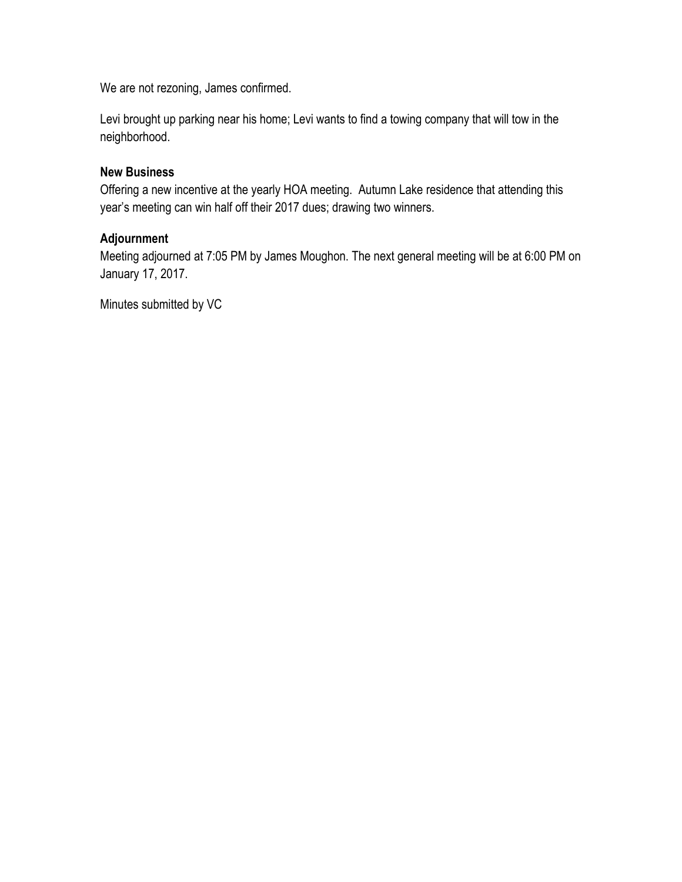We are not rezoning, James confirmed.

Levi brought up parking near his home; Levi wants to find a towing company that will tow in the neighborhood.

**New Business**

Offering a new incentive at the yearly HOA meeting.  Autumn Lake residence that attending this year's meeting can win half off their 2017 dues; drawing two winners.

**Adjournment**

Meeting adjourned at 7:05 PM by James Moughon. The next general meeting will be at 6:00 PM on January 17, 2017.

Minutes submitted by VC